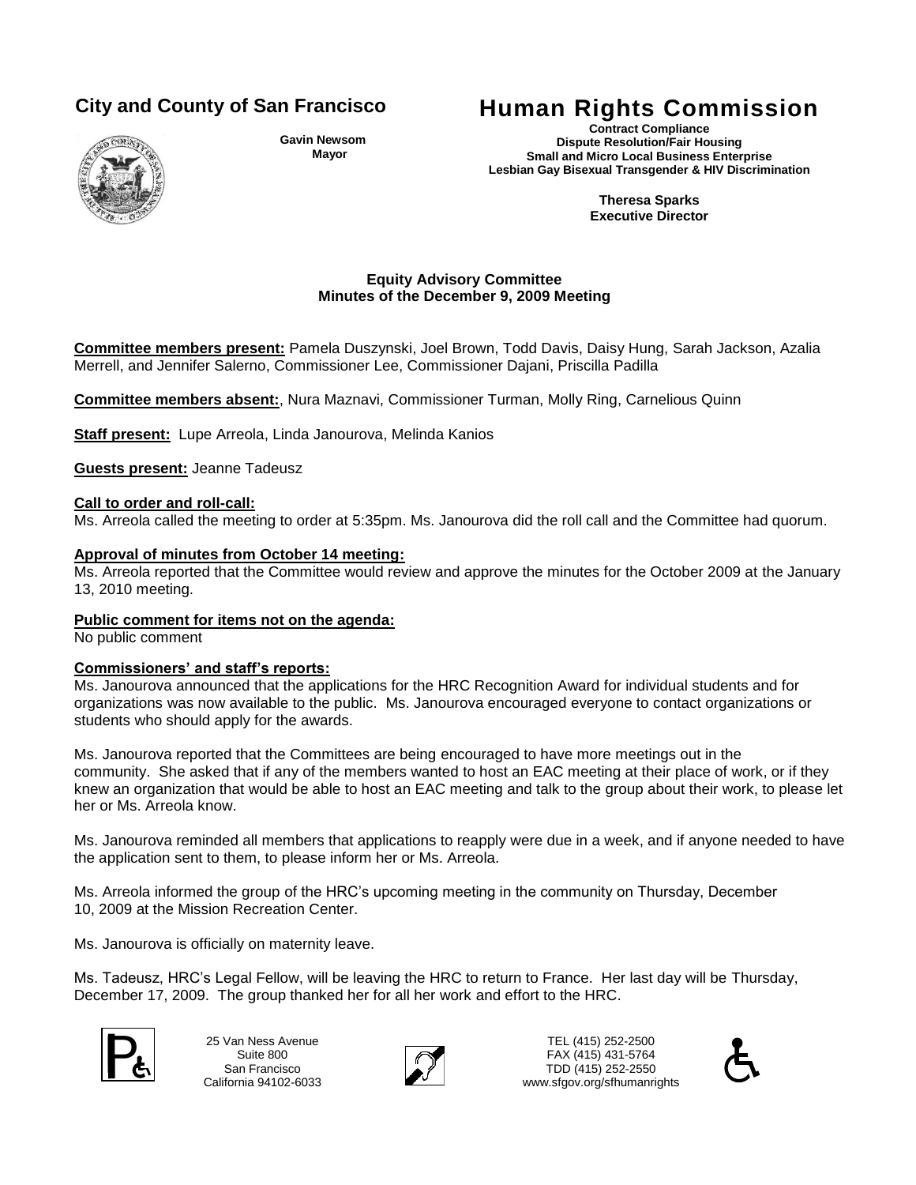**City and County of San Francisco**

**Gavin Newsom**
**Mayor**

# Human Rights Commission

**Contract Compliance**
**Dispute Resolution/Fair Housing**
**Small and Micro Local Business Enterprise**
**Lesbian Gay Bisexual Transgender & HIV Discrimination**

**Theresa Sparks**
**Executive Director**

## Equity Advisory Committee
## Minutes of the December 9, 2009 Meeting

**Committee members present:** Pamela Duszynski, Joel Brown, Todd Davis, Daisy Hung, Sarah Jackson, Azalia Merrell, and Jennifer Salerno, Commissioner Lee, Commissioner Dajani, Priscilla Padilla

**Committee members absent:**, Nura Maznavi, Commissioner Turman, Molly Ring, Carnelious Quinn

**Staff present:** Lupe Arreola, Linda Janourova, Melinda Kanios

**Guests present:** Jeanne Tadeusz

**Call to order and roll-call:**
Ms. Arreola called the meeting to order at 5:35pm. Ms. Janourova did the roll call and the Committee had quorum.

**Approval of minutes from October 14 meeting:**
Ms. Arreola reported that the Committee would review and approve the minutes for the October 2009 at the January 13, 2010 meeting.

**Public comment for items not on the agenda:**
No public comment

**Commissioners' and staff's reports:**
Ms. Janourova announced that the applications for the HRC Recognition Award for individual students and for organizations was now available to the public. Ms. Janourova encouraged everyone to contact organizations or students who should apply for the awards.

Ms. Janourova reported that the Committees are being encouraged to have more meetings out in the community. She asked that if any of the members wanted to host an EAC meeting at their place of work, or if they knew an organization that would be able to host an EAC meeting and talk to the group about their work, to please let her or Ms. Arreola know.

Ms. Janourova reminded all members that applications to reapply were due in a week, and if anyone needed to have the application sent to them, to please inform her or Ms. Arreola.

Ms. Arreola informed the group of the HRC's upcoming meeting in the community on Thursday, December 10, 2009 at the Mission Recreation Center.

Ms. Janourova is officially on maternity leave.

Ms. Tadeusz, HRC's Legal Fellow, will be leaving the HRC to return to France. Her last day will be Thursday, December 17, 2009. The group thanked her for all her work and effort to the HRC.

25 Van Ness Avenue
Suite 800
San Francisco
California 94102-6033

TEL (415) 252-2500
FAX (415) 431-5764
TDD (415) 252-2550
www.sfgov.org/sfhumanrights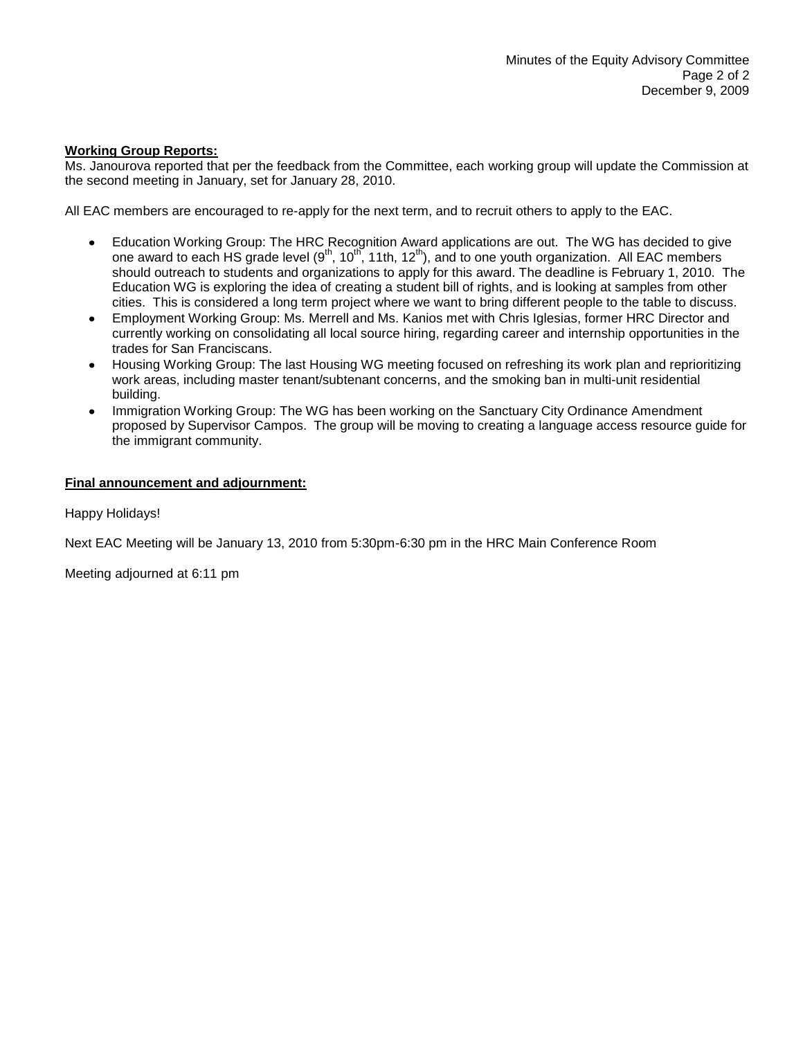**Working Group Reports:**

Ms. Janourova reported that per the feedback from the Committee, each working group will update the Commission at the second meeting in January, set for January 28, 2010.

All EAC members are encouraged to re-apply for the next term, and to recruit others to apply to the EAC.

- Education Working Group: The HRC Recognition Award applications are out. The WG has decided to give one award to each HS grade level ($9^{th}$, $10^{th}$, 11th, $12^{th}$), and to one youth organization. All EAC members should outreach to students and organizations to apply for this award. The deadline is February 1, 2010. The Education WG is exploring the idea of creating a student bill of rights, and is looking at samples from other cities. This is considered a long term project where we want to bring different people to the table to discuss.
- Employment Working Group: Ms. Merrell and Ms. Kanios met with Chris Iglesias, former HRC Director and currently working on consolidating all local source hiring, regarding career and internship opportunities in the trades for San Franciscans.
- Housing Working Group: The last Housing WG meeting focused on refreshing its work plan and reprioritizing work areas, including master tenant/subtenant concerns, and the smoking ban in multi-unit residential building.
- Immigration Working Group: The WG has been working on the Sanctuary City Ordinance Amendment proposed by Supervisor Campos. The group will be moving to creating a language access resource guide for the immigrant community.

**Final announcement and adjournment:**

Happy Holidays!

Next EAC Meeting will be January 13, 2010 from 5:30pm-6:30 pm in the HRC Main Conference Room

Meeting adjourned at 6:11 pm